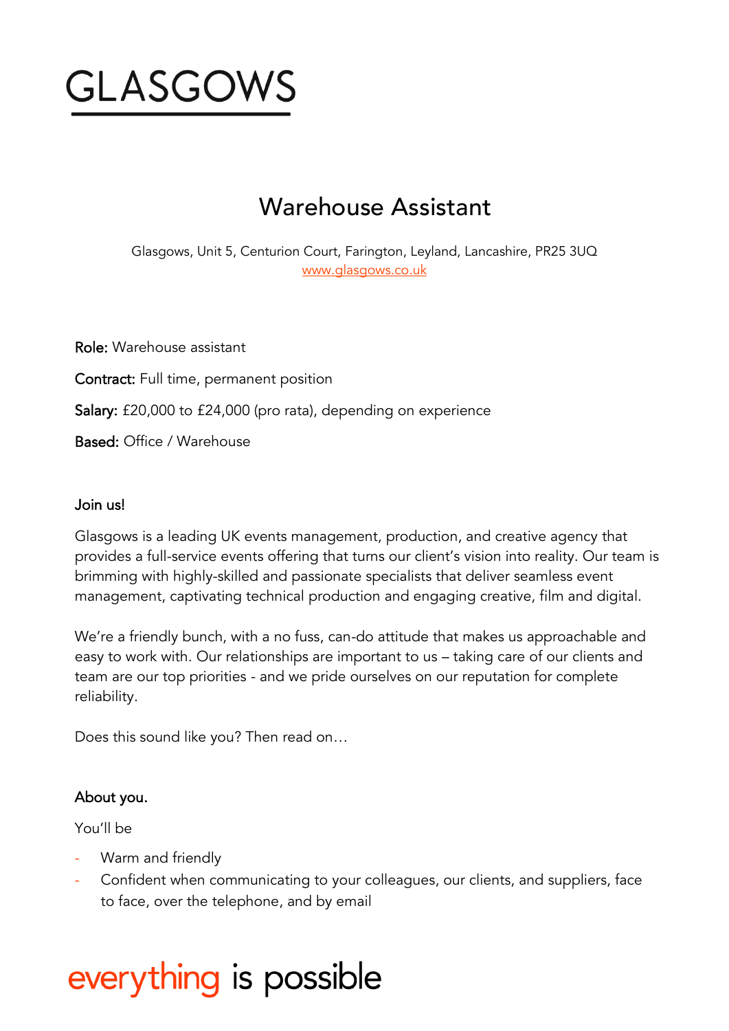# GLASGOWS

## Warehouse Assistant

Glasgows, Unit 5, Centurion Court, Farington, Leyland, Lancashire, PR25 3UQ
www.glasgows.co.uk

**Role:** Warehouse assistant

**Contract:** Full time, permanent position

**Salary:** £20,000 to £24,000 (pro rata), depending on experience

**Based:** Office / Warehouse

### Join us!

Glasgows is a leading UK events management, production, and creative agency that provides a full-service events offering that turns our client's vision into reality. Our team is brimming with highly-skilled and passionate specialists that deliver seamless event management, captivating technical production and engaging creative, film and digital.

We're a friendly bunch, with a no fuss, can-do attitude that makes us approachable and easy to work with. Our relationships are important to us – taking care of our clients and team are our top priorities - and we pride ourselves on our reputation for complete reliability.

Does this sound like you? Then read on…

### About you.

You'll be

- Warm and friendly
- Confident when communicating to your colleagues, our clients, and suppliers, face to face, over the telephone, and by email

everything is possible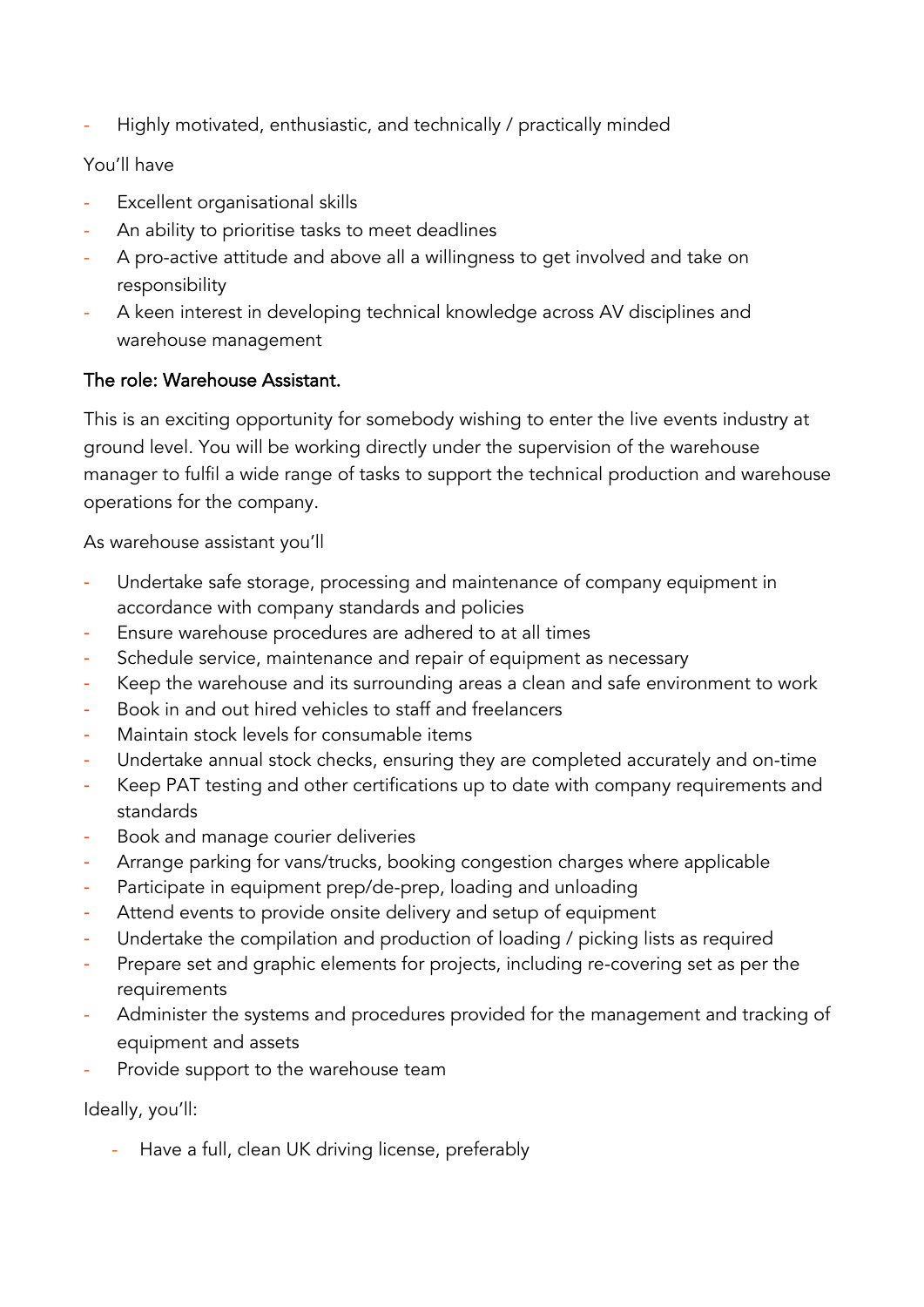- Highly motivated, enthusiastic, and technically / practically minded

You'll have

- Excellent organisational skills
- An ability to prioritise tasks to meet deadlines
- A pro-active attitude and above all a willingness to get involved and take on responsibility
- A keen interest in developing technical knowledge across AV disciplines and warehouse management

## The role: Warehouse Assistant.

This is an exciting opportunity for somebody wishing to enter the live events industry at ground level. You will be working directly under the supervision of the warehouse manager to fulfil a wide range of tasks to support the technical production and warehouse operations for the company.

As warehouse assistant you'll

- Undertake safe storage, processing and maintenance of company equipment in accordance with company standards and policies
- Ensure warehouse procedures are adhered to at all times
- Schedule service, maintenance and repair of equipment as necessary
- Keep the warehouse and its surrounding areas a clean and safe environment to work
- Book in and out hired vehicles to staff and freelancers
- Maintain stock levels for consumable items
- Undertake annual stock checks, ensuring they are completed accurately and on-time
- Keep PAT testing and other certifications up to date with company requirements and standards
- Book and manage courier deliveries
- Arrange parking for vans/trucks, booking congestion charges where applicable
- Participate in equipment prep/de-prep, loading and unloading
- Attend events to provide onsite delivery and setup of equipment
- Undertake the compilation and production of loading / picking lists as required
- Prepare set and graphic elements for projects, including re-covering set as per the requirements
- Administer the systems and procedures provided for the management and tracking of equipment and assets
- Provide support to the warehouse team

Ideally, you'll:

- Have a full, clean UK driving license, preferably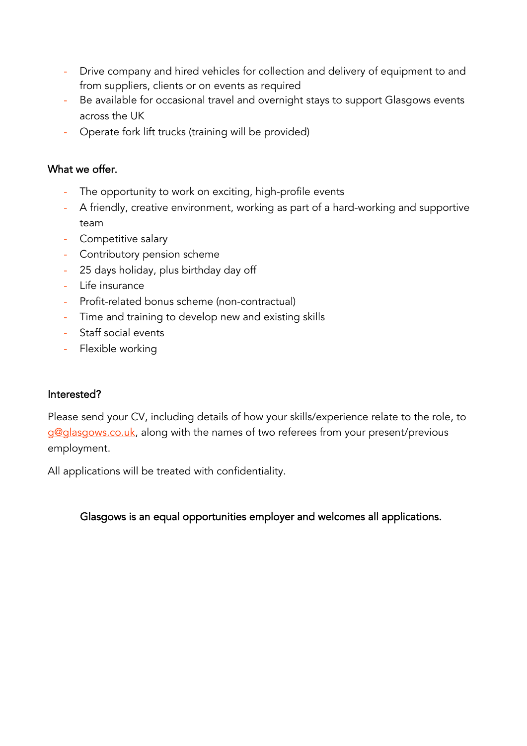- Drive company and hired vehicles for collection and delivery of equipment to and from suppliers, clients or on events as required
- Be available for occasional travel and overnight stays to support Glasgows events across the UK
- Operate fork lift trucks (training will be provided)

### What we offer.

- The opportunity to work on exciting, high-profile events
- A friendly, creative environment, working as part of a hard-working and supportive team
- Competitive salary
- Contributory pension scheme
- 25 days holiday, plus birthday day off
- Life insurance
- Profit-related bonus scheme (non-contractual)
- Time and training to develop new and existing skills
- Staff social events
- Flexible working

### Interested?

Please send your CV, including details of how your skills/experience relate to the role, to g@glasgows.co.uk, along with the names of two referees from your present/previous employment.

All applications will be treated with confidentiality.

Glasgows is an equal opportunities employer and welcomes all applications.